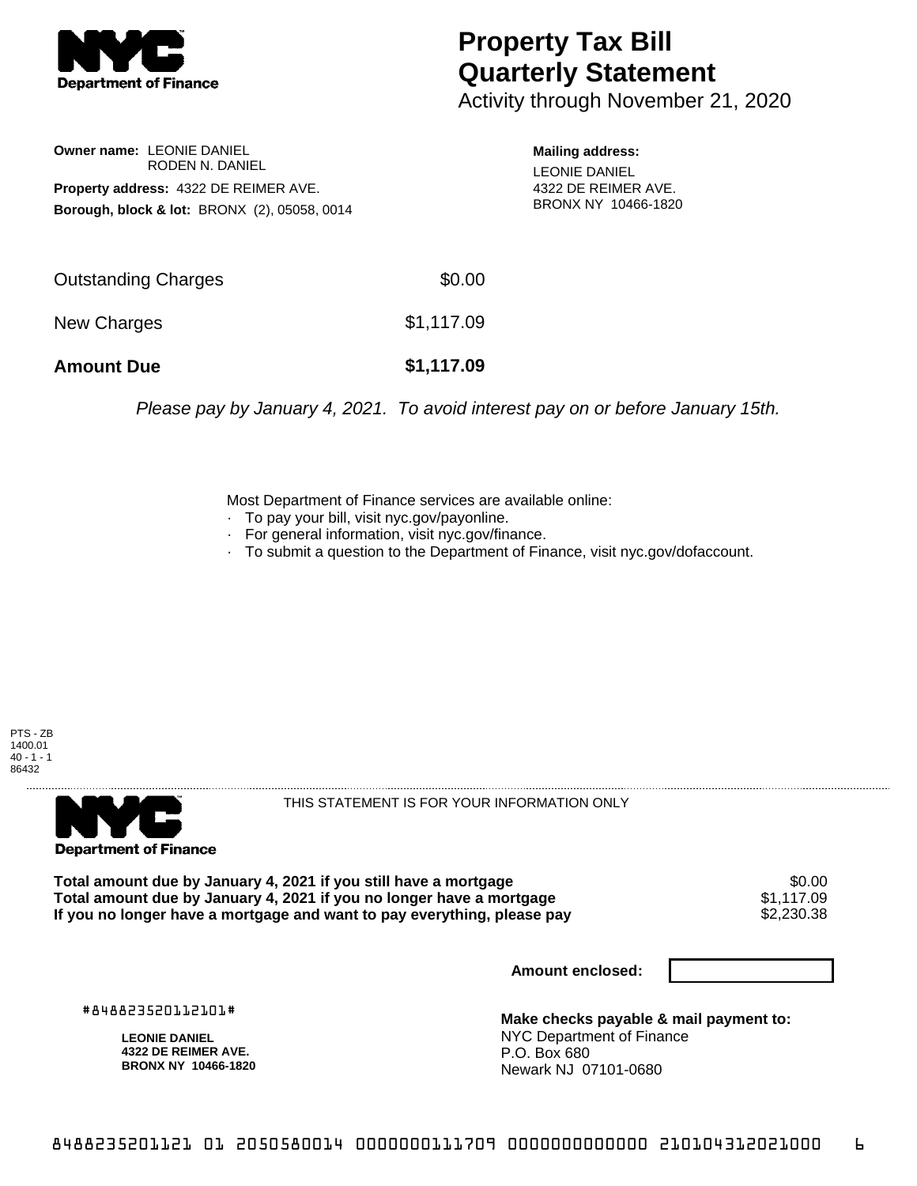# Property Tax Bill Quarterly Statement

Activity through November 21, 2020

**Owner name:** LEONIE DANIEL
RODEN N. DANIEL

**Property address:** 4322 DE REIMER AVE.

**Borough, block & lot:** BRONX (2), 05058, 0014

**Mailing address:**
LEONIE DANIEL
4322 DE REIMER AVE.
BRONX NY 10466-1820

| | |
|---|---|
| Outstanding Charges | $0.00 |
| New Charges | $1,117.09 |
| **Amount Due** | **$1,117.09** |

*Please pay by January 4, 2021. To avoid interest pay on or before January 15th.*

Most Department of Finance services are available online:
- To pay your bill, visit nyc.gov/payonline.
- For general information, visit nyc.gov/finance.
- To submit a question to the Department of Finance, visit nyc.gov/dofaccount.

PTS - ZB
1400.01
40 - 1 - 1
86432

THIS STATEMENT IS FOR YOUR INFORMATION ONLY

| | |
|---|---|
| **Total amount due by January 4, 2021 if you still have a mortgage** | $0.00 |
| **Total amount due by January 4, 2021 if you no longer have a mortgage** | $1,117.09 |
| **If you no longer have a mortgage and want to pay everything, please pay** | $2,230.38 |

**Amount enclosed:**

#848823520112101#

**LEONIE DANIEL**
**4322 DE REIMER AVE.**
**BRONX NY 10466-1820**

**Make checks payable & mail payment to:**
NYC Department of Finance
P.O. Box 680
Newark NJ 07101-0680

8488235201121 01 2050580014 0000000111709 0000000000000 210104312021000 6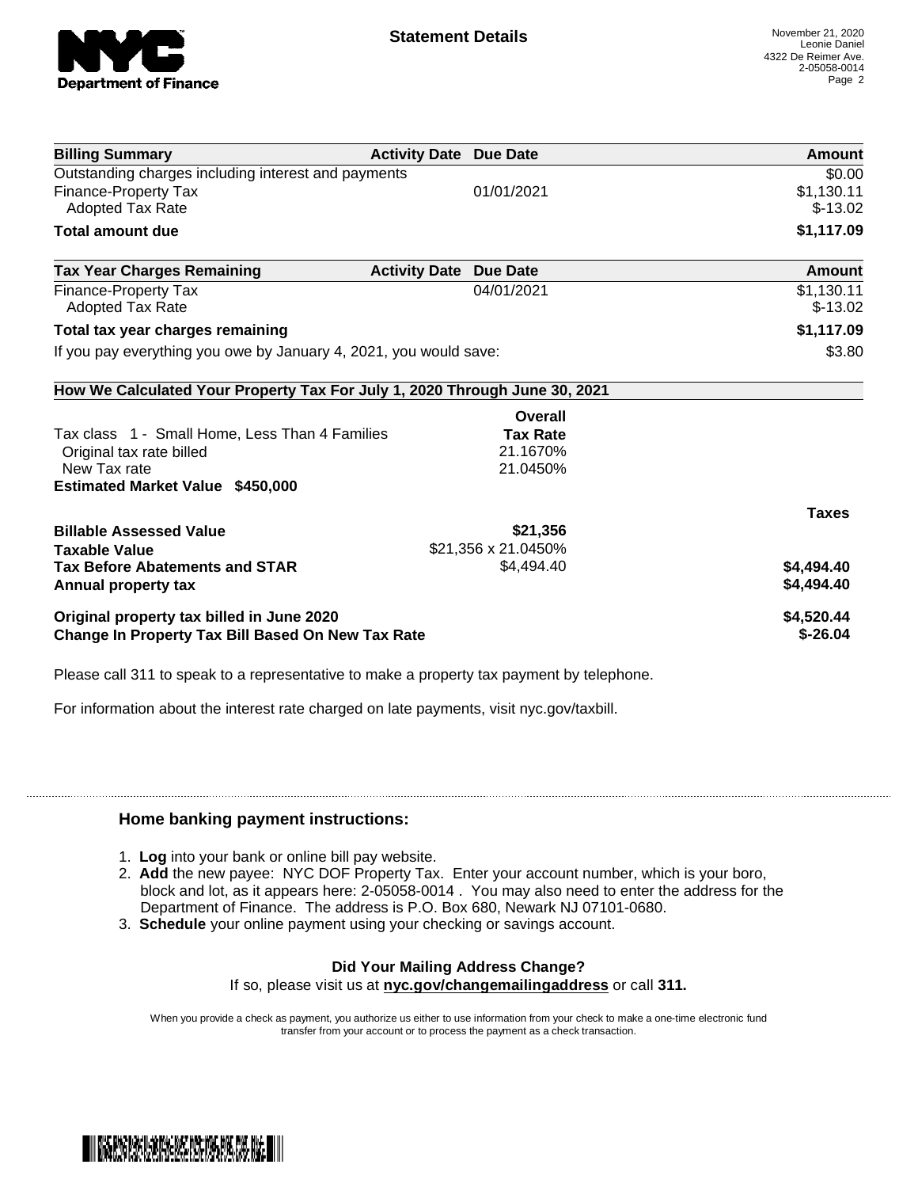# Statement Details

November 21, 2020
Leonie Daniel
4322 De Reimer Ave.
2-05058-0014

| Billing Summary | Activity Date | Due Date | Amount |
| --- | --- | --- | --- |
| Outstanding charges including interest and payments | | | $0.00 |
| Finance-Property Tax | | 01/01/2021 | $1,130.11 |
| Adopted Tax Rate | | | $-13.02 |
| **Total amount due** | | | **$1,117.09** |

| Tax Year Charges Remaining | Activity Date | Due Date | Amount |
| --- | --- | --- | --- |
| Finance-Property Tax | | 04/01/2021 | $1,130.11 |
| Adopted Tax Rate | | | $-13.02 |
| **Total tax year charges remaining** | | | **$1,117.09** |
| If you pay everything you owe by January 4, 2021, you would save: | | | $3.80 |

## How We Calculated Your Property Tax For July 1, 2020 Through June 30, 2021

| | Overall Tax Rate | |
| --- | --- | --- |
| Tax class 1 - Small Home, Less Than 4 Families | | |
| Original tax rate billed | 21.1670% | |
| New Tax rate | 21.0450% | |
| **Estimated Market Value $450,000** | | |
| | | **Taxes** |
| **Billable Assessed Value** | **$21,356** | |
| **Taxable Value** | $21,356 x 21.0450% | |
| **Tax Before Abatements and STAR** | $4,494.40 | **$4,494.40** |
| **Annual property tax** | | **$4,494.40** |
| **Original property tax billed in June 2020** | | **$4,520.44** |
| **Change In Property Tax Bill Based On New Tax Rate** | | **$-26.04** |

Please call 311 to speak to a representative to make a property tax payment by telephone.

For information about the interest rate charged on late payments, visit nyc.gov/taxbill.

### Home banking payment instructions:

1. **Log** into your bank or online bill pay website.
2. **Add** the new payee: NYC DOF Property Tax. Enter your account number, which is your boro, block and lot, as it appears here: 2-05058-0014 . You may also need to enter the address for the Department of Finance. The address is P.O. Box 680, Newark NJ 07101-0680.
3. **Schedule** your online payment using your checking or savings account.

**Did Your Mailing Address Change?**
If so, please visit us at **nyc.gov/changemailingaddress** or call **311.**

When you provide a check as payment, you authorize us either to use information from your check to make a one-time electronic fund transfer from your account or to process the payment as a check transaction.